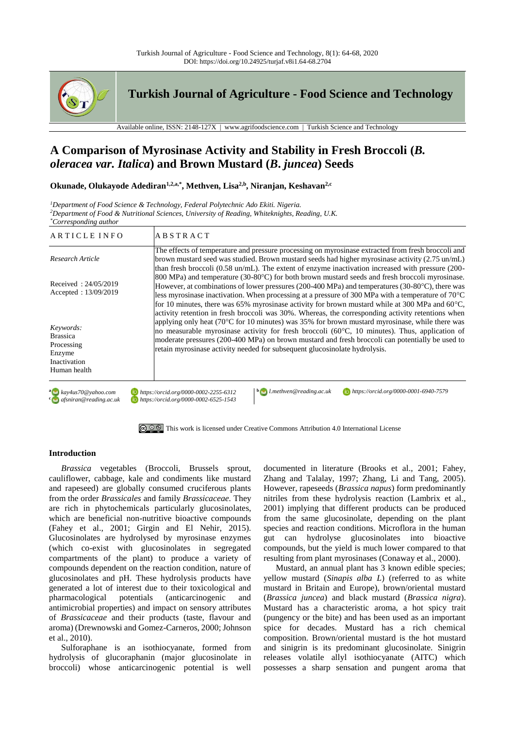# A Comparison of Myrosinase Activity and Stability in Fresh Broccoli (*B. oleracea var. Italica*) and Brown Mustard (*B. juncea*) Seeds

**Okunade, Olukayode Adediran[1,2,a,*], Methven, Lisa[2,b], Niranjan, Keshavan[2,c]**

*[1]Department of Food Science & Technology, Federal Polytechnic Ado Ekiti. Nigeria.*
*[2]Department of Food & Nutritional Sciences, University of Reading, Whiteknights, Reading, U.K.*
*[*]Corresponding author*

| ARTICLE INFO | ABSTRACT |
|---|---|
| *Research Article*<br><br>Received : 24/05/2019<br>Accepted : 13/09/2019<br><br>*Keywords:*<br>Brassica<br>Processing<br>Enzyme<br>Inactivation<br>Human health | The effects of temperature and pressure processing on myrosinase extracted from fresh broccoli and brown mustard seed was studied. Brown mustard seeds had higher myrosinase activity (2.75 un/mL) than fresh broccoli (0.58 un/mL). The extent of enzyme inactivation increased with pressure (200-800 MPa) and temperature (30-80°C) for both brown mustard seeds and fresh broccoli myrosinase. However, at combinations of lower pressures (200-400 MPa) and temperatures (30-80°C), there was less myrosinase inactivation. When processing at a pressure of 300 MPa with a temperature of 70°C for 10 minutes, there was 65% myrosinase activity for brown mustard while at 300 MPa and 60°C, activity retention in fresh broccoli was 30%. Whereas, the corresponding activity retentions when applying only heat (70°C for 10 minutes) was 35% for brown mustard myrosinase, while there was no measurable myrosinase activity for fresh broccoli (60°C, 10 minutes). Thus, application of moderate pressures (200-400 MPa) on brown mustard and fresh broccoli can potentially be used to retain myrosinase activity needed for subsequent glucosinolate hydrolysis. |

[a] kay4us70@yahoo.com https://orcid.org/0000-0002-2255-6312
[b] l.methven@reading.ac.uk https://orcid.org/0000-0001-6940-7579
[c] afsniran@reading.ac.uk https://orcid.org/0000-0002-6525-1543

This work is licensed under Creative Commons Attribution 4.0 International License

## Introduction

*Brassica* vegetables (Broccoli, Brussels sprout, cauliflower, cabbage, kale and condiments like mustard and rapeseed) are globally consumed cruciferous plants from the order *Brassicales* and family *Brassicaceae*. They are rich in phytochemicals particularly glucosinolates, which are beneficial non-nutritive bioactive compounds (Fahey et al., 2001; Girgin and El Nehir, 2015). Glucosinolates are hydrolysed by myrosinase enzymes (which co-exist with glucosinolates in segregated compartments of the plant) to produce a variety of compounds dependent on the reaction condition, nature of glucosinolates and pH. These hydrolysis products have generated a lot of interest due to their toxicological and pharmacological potentials (anticarcinogenic and antimicrobial properties) and impact on sensory attributes of *Brassicaceae* and their products (taste, flavour and aroma) (Drewnowski and Gomez-Carneros, 2000; Johnson et al., 2010).

Sulforaphane is an isothiocyanate, formed from hydrolysis of glucoraphanin (major glucosinolate in broccoli) whose anticarcinogenic potential is well documented in literature (Brooks et al., 2001; Fahey, Zhang and Talalay, 1997; Zhang, Li and Tang, 2005). However, rapeseeds (*Brassica napus*) form predominantly nitriles from these hydrolysis reaction (Lambrix et al., 2001) implying that different products can be produced from the same glucosinolate, depending on the plant species and reaction conditions. Microflora in the human gut can hydrolyse glucosinolates into bioactive compounds, but the yield is much lower compared to that resulting from plant myrosinases (Conaway et al., 2000).

Mustard, an annual plant has 3 known edible species; yellow mustard (*Sinapis alba L*) (referred to as white mustard in Britain and Europe), brown/oriental mustard (*Brassica juncea*) and black mustard (*Brassica nigra*). Mustard has a characteristic aroma, a hot spicy trait (pungency or the bite) and has been used as an important spice for decades. Mustard has a rich chemical composition. Brown/oriental mustard is the hot mustard and sinigrin is its predominant glucosinolate. Sinigrin releases volatile allyl isothiocyanate (AITC) which possesses a sharp sensation and pungent aroma that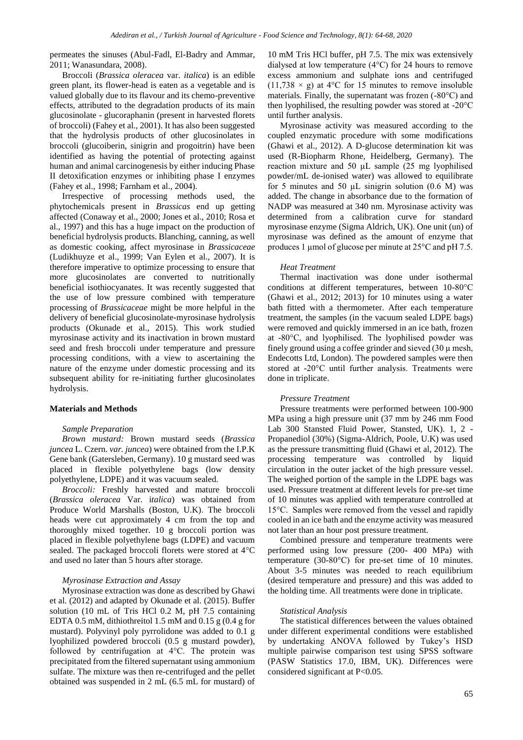permeates the sinuses (Abul-Fadl, El-Badry and Ammar, 2011; Wanasundara, 2008).

Broccoli (*Brassica oleracea* var. *italica*) is an edible green plant, its flower-head is eaten as a vegetable and is valued globally due to its flavour and its chemo-preventive effects, attributed to the degradation products of its main glucosinolate - glucoraphanin (present in harvested florets of broccoli) (Fahey et al., 2001). It has also been suggested that the hydrolysis products of other glucosinolates in broccoli (glucoiberin, sinigrin and progoitrin) have been identified as having the potential of protecting against human and animal carcinogenesis by either inducing Phase II detoxification enzymes or inhibiting phase I enzymes (Fahey et al., 1998; Farnham et al., 2004).

Irrespective of processing methods used, the phytochemicals present in *Brassicas* end up getting affected (Conaway et al., 2000; Jones et al., 2010; Rosa et al., 1997) and this has a huge impact on the production of beneficial hydrolysis products. Blanching, canning, as well as domestic cooking, affect myrosinase in *Brassicaceae* (Ludikhuyze et al., 1999; Van Eylen et al., 2007). It is therefore imperative to optimize processing to ensure that more glucosinolates are converted to nutritionally beneficial isothiocyanates. It was recently suggested that the use of low pressure combined with temperature processing of *Brassicaceae* might be more helpful in the delivery of beneficial glucosinolate-myrosinase hydrolysis products (Okunade et al., 2015). This work studied myrosinase activity and its inactivation in brown mustard seed and fresh broccoli under temperature and pressure processing conditions, with a view to ascertaining the nature of the enzyme under domestic processing and its subsequent ability for re-initiating further glucosinolates hydrolysis.

## Materials and Methods

### *Sample Preparation*

*Brown mustard:* Brown mustard seeds (*Brassica juncea* L. Czern. *var. juncea*) were obtained from the I.P.K Gene bank (Gatersleben, Germany). 10 g mustard seed was placed in flexible polyethylene bags (low density polyethylene, LDPE) and it was vacuum sealed.

*Broccoli:* Freshly harvested and mature broccoli (*Brassica oleracea* Var. *italica*) was obtained from Produce World Marshalls (Boston, U.K). The broccoli heads were cut approximately 4 cm from the top and thoroughly mixed together. 10 g broccoli portion was placed in flexible polyethylene bags (LDPE) and vacuum sealed. The packaged broccoli florets were stored at 4°C and used no later than 5 hours after storage.

### *Myrosinase Extraction and Assay*

Myrosinase extraction was done as described by Ghawi et al. (2012) and adapted by Okunade et al. (2015). Buffer solution (10 mL of Tris HCl 0.2 M, pH 7.5 containing EDTA 0.5 mM, dithiothreitol 1.5 mM and 0.15 g (0.4 g for mustard). Polyvinyl poly pyrrolidone was added to 0.1 g lyophilized powdered broccoli (0.5 g mustard powder), followed by centrifugation at 4°C. The protein was precipitated from the filtered supernatant using ammonium sulfate. The mixture was then re-centrifuged and the pellet obtained was suspended in 2 mL (6.5 mL for mustard) of 10 mM Tris HCl buffer, pH 7.5. The mix was extensively dialysed at low temperature (4°C) for 24 hours to remove excess ammonium and sulphate ions and centrifuged ($11,738 \times g$) at 4°C for 15 minutes to remove insoluble materials. Finally, the supernatant was frozen (-80°C) and then lyophilised, the resulting powder was stored at -20°C until further analysis.

Myrosinase activity was measured according to the coupled enzymatic procedure with some modifications (Ghawi et al., 2012). A D-glucose determination kit was used (R-Biopharm Rhone, Heidelberg, Germany). The reaction mixture and 50 µL sample (25 mg lyophilised powder/mL de-ionised water) was allowed to equilibrate for 5 minutes and 50 µL sinigrin solution (0.6 M) was added. The change in absorbance due to the formation of NADP was measured at 340 nm. Myrosinase activity was determined from a calibration curve for standard myrosinase enzyme (Sigma Aldrich, UK). One unit (un) of myrosinase was defined as the amount of enzyme that produces 1 µmol of glucose per minute at 25°C and pH 7.5.

### *Heat Treatment*

Thermal inactivation was done under isothermal conditions at different temperatures, between 10-80°C (Ghawi et al., 2012; 2013) for 10 minutes using a water bath fitted with a thermometer. After each temperature treatment, the samples (in the vacuum sealed LDPE bags) were removed and quickly immersed in an ice bath, frozen at -80°C, and lyophilised. The lyophilised powder was finely ground using a coffee grinder and sieved (30 µ mesh, Endecotts Ltd, London). The powdered samples were then stored at -20°C until further analysis. Treatments were done in triplicate.

### *Pressure Treatment*

Pressure treatments were performed between 100-900 MPa using a high pressure unit (37 mm by 246 mm Food Lab 300 Stansted Fluid Power, Stansted, UK). 1, 2 - Propanediol (30%) (Sigma-Aldrich, Poole, U.K) was used as the pressure transmitting fluid (Ghawi et al, 2012). The processing temperature was controlled by liquid circulation in the outer jacket of the high pressure vessel. The weighed portion of the sample in the LDPE bags was used. Pressure treatment at different levels for pre-set time of 10 minutes was applied with temperature controlled at 15°C. Samples were removed from the vessel and rapidly cooled in an ice bath and the enzyme activity was measured not later than an hour post pressure treatment.

Combined pressure and temperature treatments were performed using low pressure (200- 400 MPa) with temperature (30-80°C) for pre-set time of 10 minutes. About 3-5 minutes was needed to reach equilibrium (desired temperature and pressure) and this was added to the holding time. All treatments were done in triplicate.

### *Statistical Analysis*

The statistical differences between the values obtained under different experimental conditions were established by undertaking ANOVA followed by Tukey's HSD multiple pairwise comparison test using SPSS software (PASW Statistics 17.0, IBM, UK). Differences were considered significant at $P<0.05$.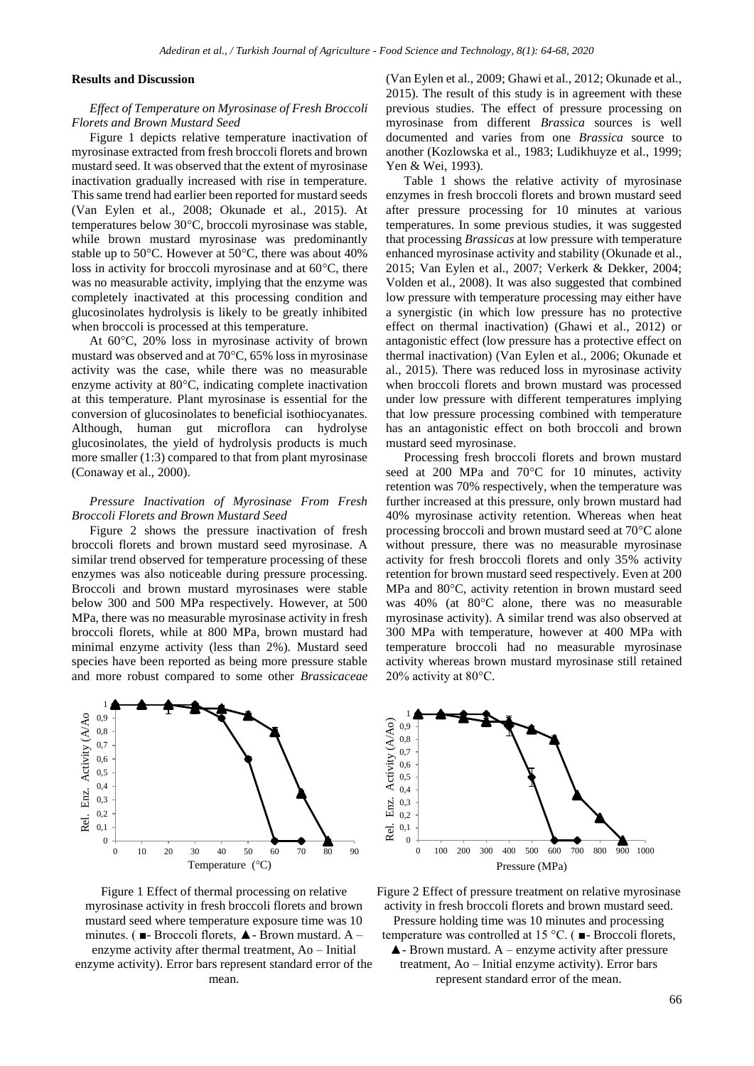## Results and Discussion

### *Effect of Temperature on Myrosinase of Fresh Broccoli Florets and Brown Mustard Seed*

Figure 1 depicts relative temperature inactivation of myrosinase extracted from fresh broccoli florets and brown mustard seed. It was observed that the extent of myrosinase inactivation gradually increased with rise in temperature. This same trend had earlier been reported for mustard seeds (Van Eylen et al., 2008; Okunade et al., 2015). At temperatures below 30°C, broccoli myrosinase was stable, while brown mustard myrosinase was predominantly stable up to 50°C. However at 50°C, there was about 40% loss in activity for broccoli myrosinase and at 60°C, there was no measurable activity, implying that the enzyme was completely inactivated at this processing condition and glucosinolates hydrolysis is likely to be greatly inhibited when broccoli is processed at this temperature.

At 60°C, 20% loss in myrosinase activity of brown mustard was observed and at 70°C, 65% loss in myrosinase activity was the case, while there was no measurable enzyme activity at 80°C, indicating complete inactivation at this temperature. Plant myrosinase is essential for the conversion of glucosinolates to beneficial isothiocyanates. Although, human gut microflora can hydrolyse glucosinolates, the yield of hydrolysis products is much more smaller (1:3) compared to that from plant myrosinase (Conaway et al., 2000).

### *Pressure Inactivation of Myrosinase From Fresh Broccoli Florets and Brown Mustard Seed*

Figure 2 shows the pressure inactivation of fresh broccoli florets and brown mustard seed myrosinase. A similar trend observed for temperature processing of these enzymes was also noticeable during pressure processing. Broccoli and brown mustard myrosinases were stable below 300 and 500 MPa respectively. However, at 500 MPa, there was no measurable myrosinase activity in fresh broccoli florets, while at 800 MPa, brown mustard had minimal enzyme activity (less than 2%). Mustard seed species have been reported as being more pressure stable and more robust compared to some other *Brassicaceae* (Van Eylen et al., 2009; Ghawi et al., 2012; Okunade et al., 2015). The result of this study is in agreement with these previous studies. The effect of pressure processing on myrosinase from different *Brassica* sources is well documented and varies from one *Brassica* source to another (Kozlowska et al., 1983; Ludikhuyze et al., 1999; Yen & Wei, 1993).

Table 1 shows the relative activity of myrosinase enzymes in fresh broccoli florets and brown mustard seed after pressure processing for 10 minutes at various temperatures. In some previous studies, it was suggested that processing *Brassicas* at low pressure with temperature enhanced myrosinase activity and stability (Okunade et al., 2015; Van Eylen et al., 2007; Verkerk & Dekker, 2004; Volden et al., 2008). It was also suggested that combined low pressure with temperature processing may either have a synergistic (in which low pressure has no protective effect on thermal inactivation) (Ghawi et al., 2012) or antagonistic effect (low pressure has a protective effect on thermal inactivation) (Van Eylen et al., 2006; Okunade et al., 2015). There was reduced loss in myrosinase activity when broccoli florets and brown mustard was processed under low pressure with different temperatures implying that low pressure processing combined with temperature has an antagonistic effect on both broccoli and brown mustard seed myrosinase.

Processing fresh broccoli florets and brown mustard seed at 200 MPa and 70°C for 10 minutes, activity retention was 70% respectively, when the temperature was further increased at this pressure, only brown mustard had 40% myrosinase activity retention. Whereas when heat processing broccoli and brown mustard seed at 70°C alone without pressure, there was no measurable myrosinase activity for fresh broccoli florets and only 35% activity retention for brown mustard seed respectively. Even at 200 MPa and 80°C, activity retention in brown mustard seed was 40% (at 80°C alone, there was no measurable myrosinase activity). A similar trend was also observed at 300 MPa with temperature, however at 400 MPa with temperature broccoli had no measurable myrosinase activity whereas brown mustard myrosinase still retained 20% activity at 80°C.

Figure 1 Effect of thermal processing on relative myrosinase activity in fresh broccoli florets and brown mustard seed where temperature exposure time was 10 minutes. ( ■- Broccoli florets, ▲- Brown mustard. A – enzyme activity after thermal treatment, Ao – Initial enzyme activity). Error bars represent standard error of the mean.

Figure 2 Effect of pressure treatment on relative myrosinase activity in fresh broccoli florets and brown mustard seed. Pressure holding time was 10 minutes and processing temperature was controlled at 15 °C. ( ■- Broccoli florets, ▲- Brown mustard. A – enzyme activity after pressure treatment, Ao – Initial enzyme activity). Error bars represent standard error of the mean.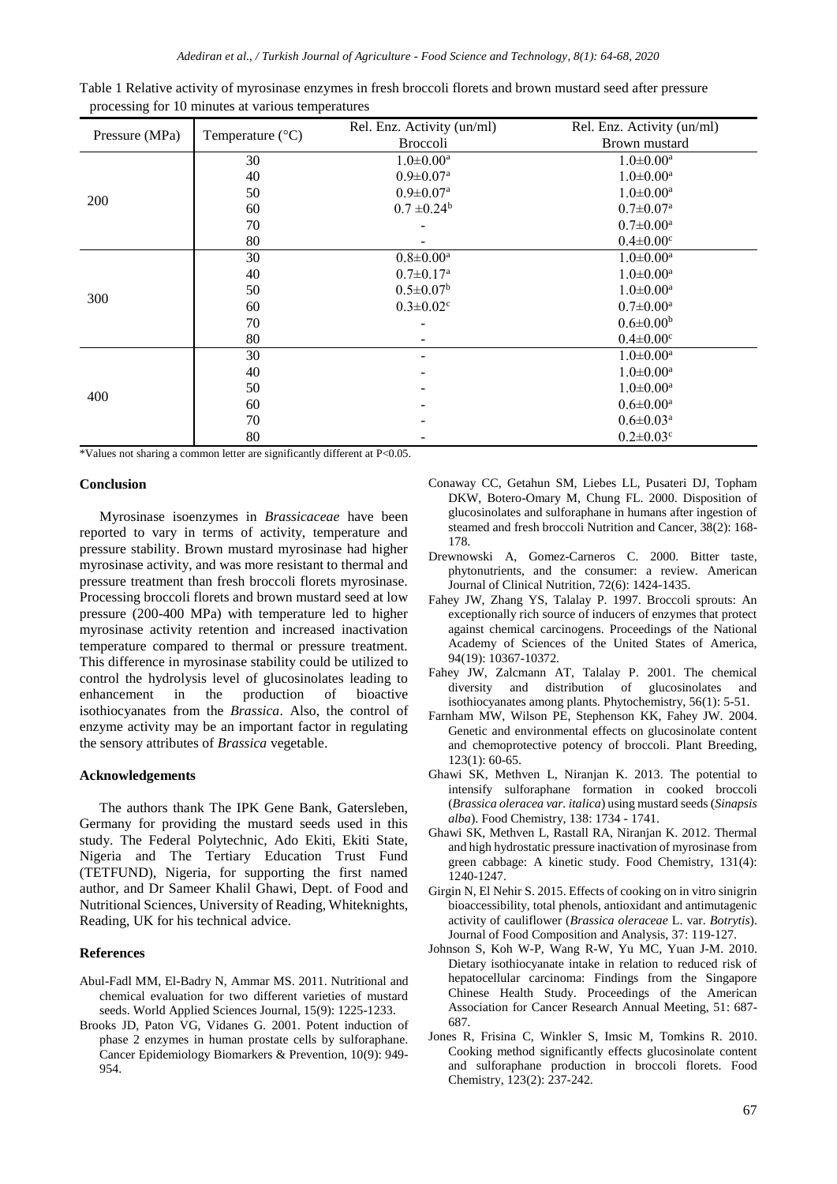Table 1 Relative activity of myrosinase enzymes in fresh broccoli florets and brown mustard seed after pressure processing for 10 minutes at various temperatures

| Pressure (MPa) | Temperature (°C) | Rel. Enz. Activity (un/ml) Broccoli | Rel. Enz. Activity (un/ml) Brown mustard |
|---|---|---|---|
| 200 | 30 | 1.0±0.00[a] | 1.0±0.00[a] |
| | 40 | 0.9±0.07[a] | 1.0±0.00[a] |
| | 50 | 0.9±0.07[a] | 1.0±0.00[a] |
| | 60 | 0.7 ±0.24[b] | 0.7±0.07[a] |
| | 70 | - | 0.7±0.00[a] |
| | 80 | - | 0.4±0.00[c] |
| 300 | 30 | 0.8±0.00[a] | 1.0±0.00[a] |
| | 40 | 0.7±0.17[a] | 1.0±0.00[a] |
| | 50 | 0.5±0.07[b] | 1.0±0.00[a] |
| | 60 | 0.3±0.02[c] | 0.7±0.00[a] |
| | 70 | - | 0.6±0.00[b] |
| | 80 | - | 0.4±0.00[c] |
| 400 | 30 | - | 1.0±0.00[a] |
| | 40 | - | 1.0±0.00[a] |
| | 50 | - | 1.0±0.00[a] |
| | 60 | - | 0.6±0.00[a] |
| | 70 | - | 0.6±0.03[a] |
| | 80 | - | 0.2±0.03[c] |

*Values not sharing a common letter are significantly different at $P<0.05$.

## Conclusion

Myrosinase isoenzymes in *Brassicaceae* have been reported to vary in terms of activity, temperature and pressure stability. Brown mustard myrosinase had higher myrosinase activity, and was more resistant to thermal and pressure treatment than fresh broccoli florets myrosinase. Processing broccoli florets and brown mustard seed at low pressure (200-400 MPa) with temperature led to higher myrosinase activity retention and increased inactivation temperature compared to thermal or pressure treatment. This difference in myrosinase stability could be utilized to control the hydrolysis level of glucosinolates leading to enhancement in the production of bioactive isothiocyanates from the *Brassica*. Also, the control of enzyme activity may be an important factor in regulating the sensory attributes of *Brassica* vegetable.

## Acknowledgements

The authors thank The IPK Gene Bank, Gatersleben, Germany for providing the mustard seeds used in this study. The Federal Polytechnic, Ado Ekiti, Ekiti State, Nigeria and The Tertiary Education Trust Fund (TETFUND), Nigeria, for supporting the first named author, and Dr Sameer Khalil Ghawi, Dept. of Food and Nutritional Sciences, University of Reading, Whiteknights, Reading, UK for his technical advice.

## References

Abul-Fadl MM, El-Badry N, Ammar MS. 2011. Nutritional and chemical evaluation for two different varieties of mustard seeds. World Applied Sciences Journal, 15(9): 1225-1233.

Brooks JD, Paton VG, Vidanes G. 2001. Potent induction of phase 2 enzymes in human prostate cells by sulforaphane. Cancer Epidemiology Biomarkers & Prevention, 10(9): 949-954.

Conaway CC, Getahun SM, Liebes LL, Pusateri DJ, Topham DKW, Botero-Omary M, Chung FL. 2000. Disposition of glucosinolates and sulforaphane in humans after ingestion of steamed and fresh broccoli Nutrition and Cancer, 38(2): 168-178.

Drewnowski A, Gomez-Carneros C. 2000. Bitter taste, phytonutrients, and the consumer: a review. American Journal of Clinical Nutrition, 72(6): 1424-1435.

Fahey JW, Zhang YS, Talalay P. 1997. Broccoli sprouts: An exceptionally rich source of inducers of enzymes that protect against chemical carcinogens. Proceedings of the National Academy of Sciences of the United States of America, 94(19): 10367-10372.

Fahey JW, Zalcmann AT, Talalay P. 2001. The chemical diversity and distribution of glucosinolates and isothiocyanates among plants. Phytochemistry, 56(1): 5-51.

Farnham MW, Wilson PE, Stephenson KK, Fahey JW. 2004. Genetic and environmental effects on glucosinolate content and chemoprotective potency of broccoli. Plant Breeding, 123(1): 60-65.

Ghawi SK, Methven L, Niranjan K. 2013. The potential to intensify sulforaphane formation in cooked broccoli (*Brassica oleracea var. italica*) using mustard seeds (*Sinapsis alba*). Food Chemistry, 138: 1734 - 1741.

Ghawi SK, Methven L, Rastall RA, Niranjan K. 2012. Thermal and high hydrostatic pressure inactivation of myrosinase from green cabbage: A kinetic study. Food Chemistry, 131(4): 1240-1247.

Girgin N, El Nehir S. 2015. Effects of cooking on in vitro sinigrin bioaccessibility, total phenols, antioxidant and antimutagenic activity of cauliflower (*Brassica oleraceae* L. var. *Botrytis*). Journal of Food Composition and Analysis, 37: 119-127.

Johnson S, Koh W-P, Wang R-W, Yu MC, Yuan J-M. 2010. Dietary isothiocyanate intake in relation to reduced risk of hepatocellular carcinoma: Findings from the Singapore Chinese Health Study. Proceedings of the American Association for Cancer Research Annual Meeting, 51: 687-687.

Jones R, Frisina C, Winkler S, Imsic M, Tomkins R. 2010. Cooking method significantly effects glucosinolate content and sulforaphane production in broccoli florets. Food Chemistry, 123(2): 237-242.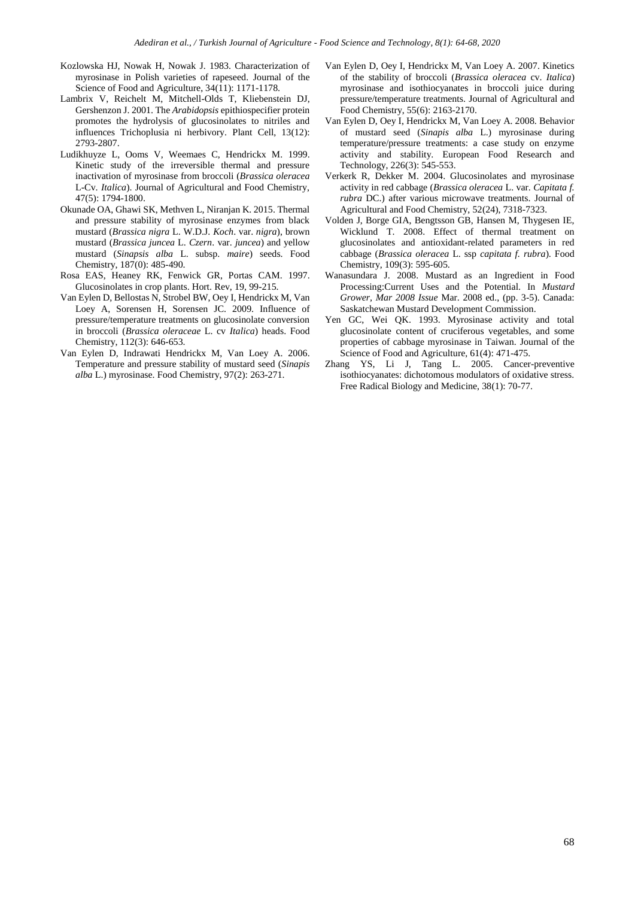Kozlowska HJ, Nowak H, Nowak J. 1983. Characterization of myrosinase in Polish varieties of rapeseed. Journal of the Science of Food and Agriculture, 34(11): 1171-1178.

Lambrix V, Reichelt M, Mitchell-Olds T, Kliebenstein DJ, Gershenzon J. 2001. The *Arabidopsis* epithiospecifier protein promotes the hydrolysis of glucosinolates to nitriles and influences Trichoplusia ni herbivory. Plant Cell, 13(12): 2793-2807.

Ludikhuyze L, Ooms V, Weemaes C, Hendrickx M. 1999. Kinetic study of the irreversible thermal and pressure inactivation of myrosinase from broccoli (*Brassica oleracea* L-Cv. *Italica*). Journal of Agricultural and Food Chemistry, 47(5): 1794-1800.

Okunade OA, Ghawi SK, Methven L, Niranjan K. 2015. Thermal and pressure stability of myrosinase enzymes from black mustard (*Brassica nigra* L. W.D.J. *Koch*. var. *nigra*), brown mustard (*Brassica juncea* L. *Czern*. var. *juncea*) and yellow mustard (*Sinapsis alba* L. subsp. *maire*) seeds. Food Chemistry, 187(0): 485-490.

Rosa EAS, Heaney RK, Fenwick GR, Portas CAM. 1997. Glucosinolates in crop plants. Hort. Rev, 19, 99-215.

Van Eylen D, Bellostas N, Strobel BW, Oey I, Hendrickx M, Van Loey A, Sorensen H, Sorensen JC. 2009. Influence of pressure/temperature treatments on glucosinolate conversion in broccoli (*Brassica oleraceae* L. cv *Italica*) heads. Food Chemistry, 112(3): 646-653.

Van Eylen D, Indrawati Hendrickx M, Van Loey A. 2006. Temperature and pressure stability of mustard seed (*Sinapis alba* L.) myrosinase. Food Chemistry, 97(2): 263-271.

Van Eylen D, Oey I, Hendrickx M, Van Loey A. 2007. Kinetics of the stability of broccoli (*Brassica oleracea* cv. *Italica*) myrosinase and isothiocyanates in broccoli juice during pressure/temperature treatments. Journal of Agricultural and Food Chemistry, 55(6): 2163-2170.

Van Eylen D, Oey I, Hendrickx M, Van Loey A. 2008. Behavior of mustard seed (*Sinapis alba* L.) myrosinase during temperature/pressure treatments: a case study on enzyme activity and stability. European Food Research and Technology, 226(3): 545-553.

Verkerk R, Dekker M. 2004. Glucosinolates and myrosinase activity in red cabbage (*Brassica oleracea* L. var. *Capitata f. rubra* DC.) after various microwave treatments. Journal of Agricultural and Food Chemistry, 52(24), 7318-7323.

Volden J, Borge GIA, Bengtsson GB, Hansen M, Thygesen IE, Wicklund T. 2008. Effect of thermal treatment on glucosinolates and antioxidant-related parameters in red cabbage (*Brassica oleracea* L. ssp *capitata f. rubra*). Food Chemistry, 109(3): 595-605.

Wanasundara J. 2008. Mustard as an Ingredient in Food Processing:Current Uses and the Potential. In *Mustard Grower, Mar 2008 Issue* Mar. 2008 ed., (pp. 3-5). Canada: Saskatchewan Mustard Development Commission.

Yen GC, Wei QK. 1993. Myrosinase activity and total glucosinolate content of cruciferous vegetables, and some properties of cabbage myrosinase in Taiwan. Journal of the Science of Food and Agriculture, 61(4): 471-475.

Zhang YS, Li J, Tang L. 2005. Cancer-preventive isothiocyanates: dichotomous modulators of oxidative stress. Free Radical Biology and Medicine, 38(1): 70-77.